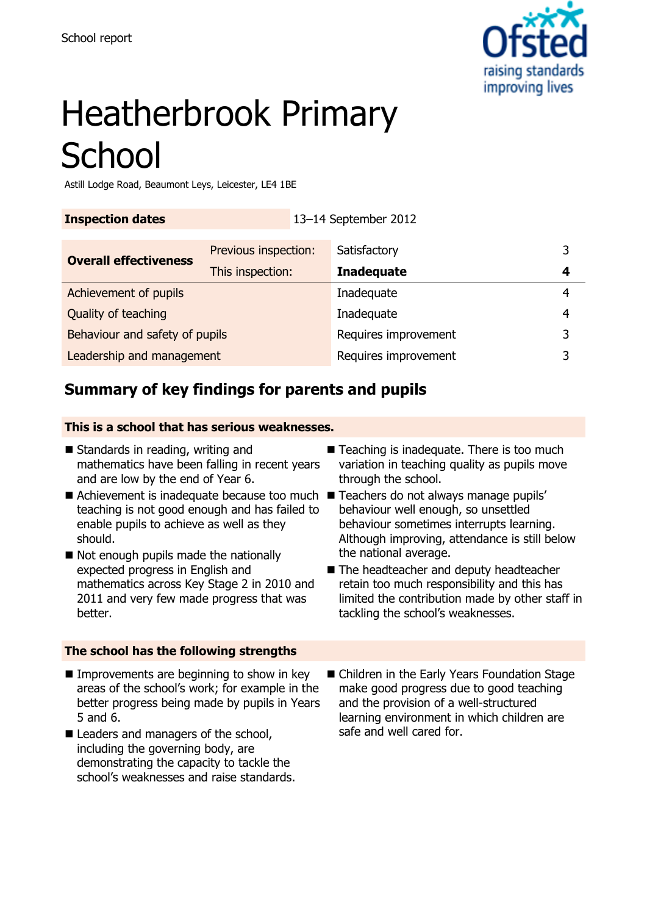School report

# Heatherbrook Primary School

Astill Lodge Road, Beaumont Leys, Leicester, LE4 1BE

| **Inspection dates** | 13–14 September 2012 | | |
|---|---|---|---|

| | | | |
|---|---|---|---|
| **Overall effectiveness** | Previous inspection: | Satisfactory | 3 |
| | This inspection: | **Inadequate** | **4** |
| Achievement of pupils | | Inadequate | 4 |
| Quality of teaching | | Inadequate | 4 |
| Behaviour and safety of pupils | | Requires improvement | 3 |
| Leadership and management | | Requires improvement | 3 |

## Summary of key findings for parents and pupils

**This is a school that has serious weaknesses.**

- Standards in reading, writing and mathematics have been falling in recent years and are low by the end of Year 6.
- Achievement is inadequate because too much teaching is not good enough and has failed to enable pupils to achieve as well as they should.
- Not enough pupils made the nationally expected progress in English and mathematics across Key Stage 2 in 2010 and 2011 and very few made progress that was better.
- Teaching is inadequate. There is too much variation in teaching quality as pupils move through the school.
- Teachers do not always manage pupils' behaviour well enough, so unsettled behaviour sometimes interrupts learning. Although improving, attendance is still below the national average.
- The headteacher and deputy headteacher retain too much responsibility and this has limited the contribution made by other staff in tackling the school's weaknesses.

**The school has the following strengths**

- Improvements are beginning to show in key areas of the school's work; for example in the better progress being made by pupils in Years 5 and 6.
- Leaders and managers of the school, including the governing body, are demonstrating the capacity to tackle the school's weaknesses and raise standards.
- Children in the Early Years Foundation Stage make good progress due to good teaching and the provision of a well-structured learning environment in which children are safe and well cared for.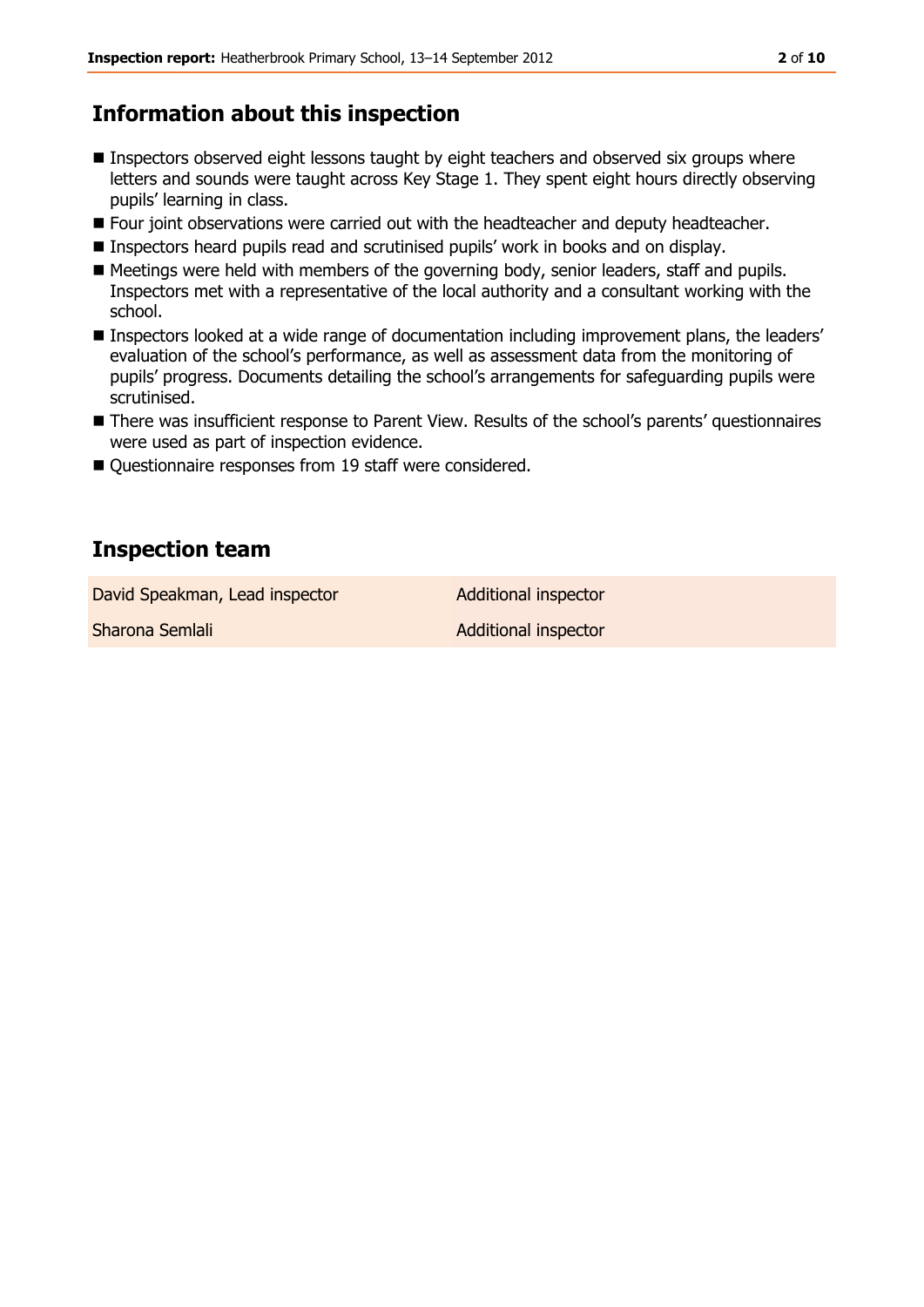## Information about this inspection

- Inspectors observed eight lessons taught by eight teachers and observed six groups where letters and sounds were taught across Key Stage 1. They spent eight hours directly observing pupils' learning in class.
- Four joint observations were carried out with the headteacher and deputy headteacher.
- Inspectors heard pupils read and scrutinised pupils' work in books and on display.
- Meetings were held with members of the governing body, senior leaders, staff and pupils. Inspectors met with a representative of the local authority and a consultant working with the school.
- Inspectors looked at a wide range of documentation including improvement plans, the leaders' evaluation of the school's performance, as well as assessment data from the monitoring of pupils' progress. Documents detailing the school's arrangements for safeguarding pupils were scrutinised.
- There was insufficient response to Parent View. Results of the school's parents' questionnaires were used as part of inspection evidence.
- Questionnaire responses from 19 staff were considered.

## Inspection team

| | |
|---|---|
| David Speakman, Lead inspector | Additional inspector |
| Sharona Semlali | Additional inspector |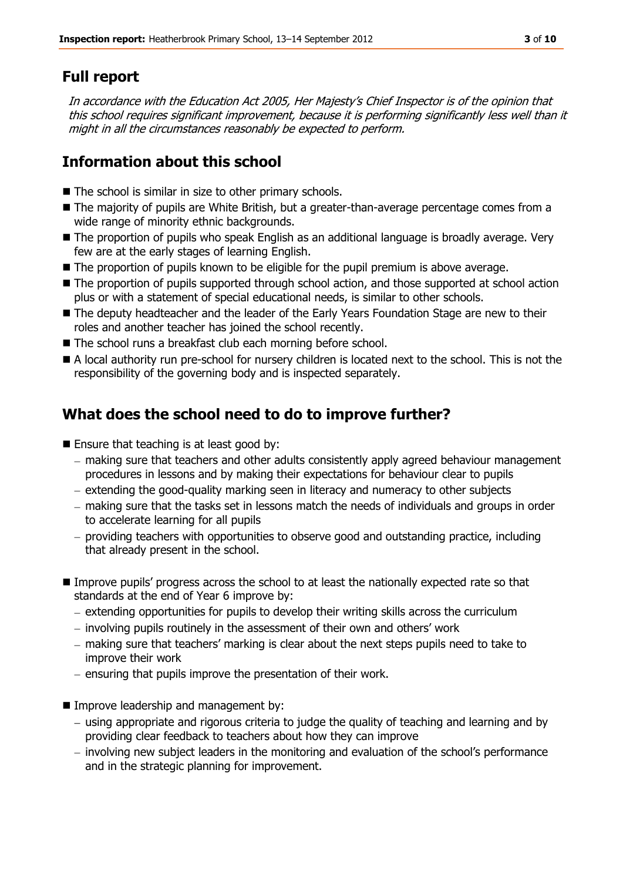## Full report

*In accordance with the Education Act 2005, Her Majesty's Chief Inspector is of the opinion that this school requires significant improvement, because it is performing significantly less well than it might in all the circumstances reasonably be expected to perform.*

## Information about this school

- The school is similar in size to other primary schools.
- The majority of pupils are White British, but a greater-than-average percentage comes from a wide range of minority ethnic backgrounds.
- The proportion of pupils who speak English as an additional language is broadly average. Very few are at the early stages of learning English.
- The proportion of pupils known to be eligible for the pupil premium is above average.
- The proportion of pupils supported through school action, and those supported at school action plus or with a statement of special educational needs, is similar to other schools.
- The deputy headteacher and the leader of the Early Years Foundation Stage are new to their roles and another teacher has joined the school recently.
- The school runs a breakfast club each morning before school.
- A local authority run pre-school for nursery children is located next to the school. This is not the responsibility of the governing body and is inspected separately.

## What does the school need to do to improve further?

- Ensure that teaching is at least good by:
  - making sure that teachers and other adults consistently apply agreed behaviour management procedures in lessons and by making their expectations for behaviour clear to pupils
  - extending the good-quality marking seen in literacy and numeracy to other subjects
  - making sure that the tasks set in lessons match the needs of individuals and groups in order to accelerate learning for all pupils
  - providing teachers with opportunities to observe good and outstanding practice, including that already present in the school.
- Improve pupils' progress across the school to at least the nationally expected rate so that standards at the end of Year 6 improve by:
  - extending opportunities for pupils to develop their writing skills across the curriculum
  - involving pupils routinely in the assessment of their own and others' work
  - making sure that teachers' marking is clear about the next steps pupils need to take to improve their work
  - ensuring that pupils improve the presentation of their work.
- Improve leadership and management by:
  - using appropriate and rigorous criteria to judge the quality of teaching and learning and by providing clear feedback to teachers about how they can improve
  - involving new subject leaders in the monitoring and evaluation of the school's performance and in the strategic planning for improvement.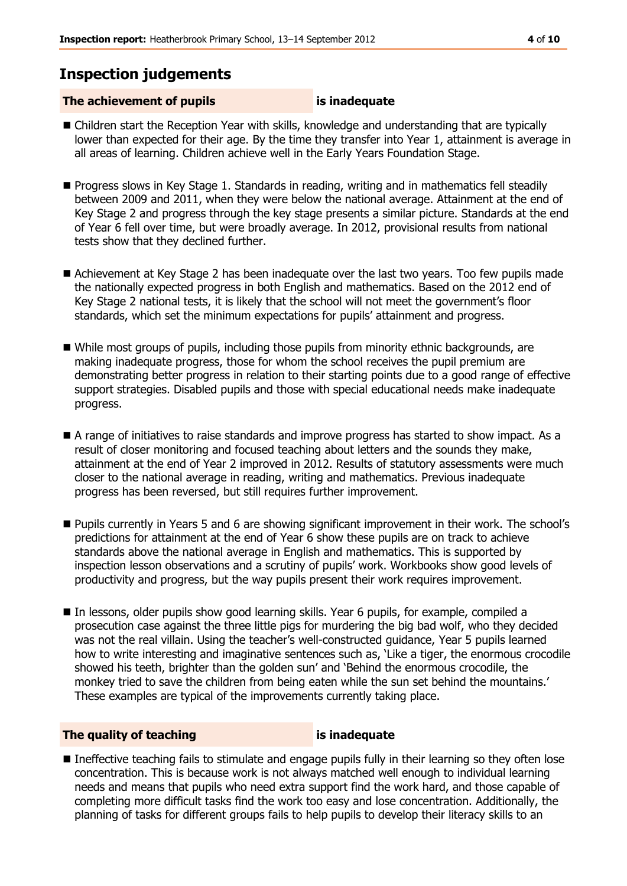## Inspection judgements

| The achievement of pupils | is inadequate |
|---|---|

- Children start the Reception Year with skills, knowledge and understanding that are typically lower than expected for their age. By the time they transfer into Year 1, attainment is average in all areas of learning. Children achieve well in the Early Years Foundation Stage.

- Progress slows in Key Stage 1. Standards in reading, writing and in mathematics fell steadily between 2009 and 2011, when they were below the national average. Attainment at the end of Key Stage 2 and progress through the key stage presents a similar picture. Standards at the end of Year 6 fell over time, but were broadly average. In 2012, provisional results from national tests show that they declined further.

- Achievement at Key Stage 2 has been inadequate over the last two years. Too few pupils made the nationally expected progress in both English and mathematics. Based on the 2012 end of Key Stage 2 national tests, it is likely that the school will not meet the government's floor standards, which set the minimum expectations for pupils' attainment and progress.

- While most groups of pupils, including those pupils from minority ethnic backgrounds, are making inadequate progress, those for whom the school receives the pupil premium are demonstrating better progress in relation to their starting points due to a good range of effective support strategies. Disabled pupils and those with special educational needs make inadequate progress.

- A range of initiatives to raise standards and improve progress has started to show impact. As a result of closer monitoring and focused teaching about letters and the sounds they make, attainment at the end of Year 2 improved in 2012. Results of statutory assessments were much closer to the national average in reading, writing and mathematics. Previous inadequate progress has been reversed, but still requires further improvement.

- Pupils currently in Years 5 and 6 are showing significant improvement in their work. The school's predictions for attainment at the end of Year 6 show these pupils are on track to achieve standards above the national average in English and mathematics. This is supported by inspection lesson observations and a scrutiny of pupils' work. Workbooks show good levels of productivity and progress, but the way pupils present their work requires improvement.

- In lessons, older pupils show good learning skills. Year 6 pupils, for example, compiled a prosecution case against the three little pigs for murdering the big bad wolf, who they decided was not the real villain. Using the teacher's well-constructed guidance, Year 5 pupils learned how to write interesting and imaginative sentences such as, 'Like a tiger, the enormous crocodile showed his teeth, brighter than the golden sun' and 'Behind the enormous crocodile, the monkey tried to save the children from being eaten while the sun set behind the mountains.' These examples are typical of the improvements currently taking place.

| The quality of teaching | is inadequate |
|---|---|

- Ineffective teaching fails to stimulate and engage pupils fully in their learning so they often lose concentration. This is because work is not always matched well enough to individual learning needs and means that pupils who need extra support find the work hard, and those capable of completing more difficult tasks find the work too easy and lose concentration. Additionally, the planning of tasks for different groups fails to help pupils to develop their literacy skills to an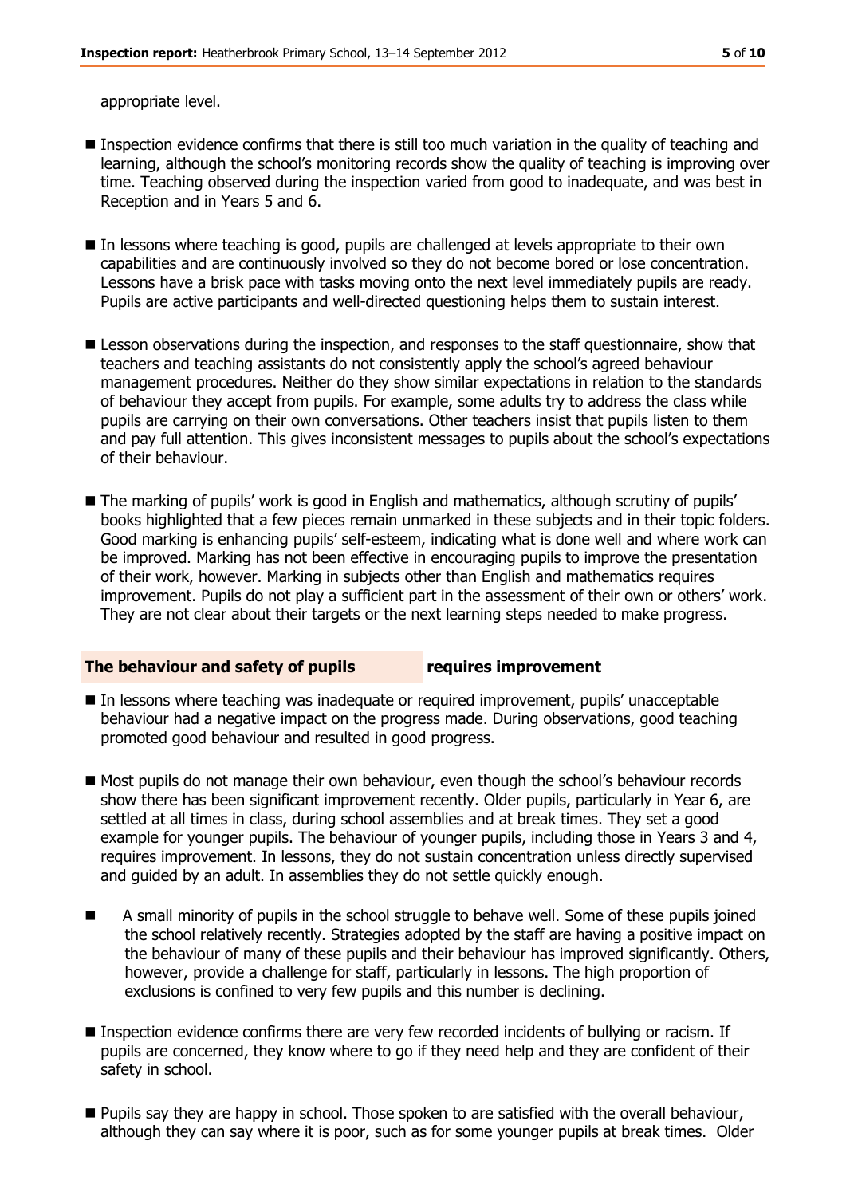appropriate level.

- Inspection evidence confirms that there is still too much variation in the quality of teaching and learning, although the school's monitoring records show the quality of teaching is improving over time. Teaching observed during the inspection varied from good to inadequate, and was best in Reception and in Years 5 and 6.
- In lessons where teaching is good, pupils are challenged at levels appropriate to their own capabilities and are continuously involved so they do not become bored or lose concentration. Lessons have a brisk pace with tasks moving onto the next level immediately pupils are ready. Pupils are active participants and well-directed questioning helps them to sustain interest.
- Lesson observations during the inspection, and responses to the staff questionnaire, show that teachers and teaching assistants do not consistently apply the school's agreed behaviour management procedures. Neither do they show similar expectations in relation to the standards of behaviour they accept from pupils. For example, some adults try to address the class while pupils are carrying on their own conversations. Other teachers insist that pupils listen to them and pay full attention. This gives inconsistent messages to pupils about the school's expectations of their behaviour.
- The marking of pupils' work is good in English and mathematics, although scrutiny of pupils' books highlighted that a few pieces remain unmarked in these subjects and in their topic folders. Good marking is enhancing pupils' self-esteem, indicating what is done well and where work can be improved. Marking has not been effective in encouraging pupils to improve the presentation of their work, however. Marking in subjects other than English and mathematics requires improvement. Pupils do not play a sufficient part in the assessment of their own or others' work. They are not clear about their targets or the next learning steps needed to make progress.

## The behaviour and safety of pupils — requires improvement

- In lessons where teaching was inadequate or required improvement, pupils' unacceptable behaviour had a negative impact on the progress made. During observations, good teaching promoted good behaviour and resulted in good progress.
- Most pupils do not manage their own behaviour, even though the school's behaviour records show there has been significant improvement recently. Older pupils, particularly in Year 6, are settled at all times in class, during school assemblies and at break times. They set a good example for younger pupils. The behaviour of younger pupils, including those in Years 3 and 4, requires improvement. In lessons, they do not sustain concentration unless directly supervised and guided by an adult. In assemblies they do not settle quickly enough.
- A small minority of pupils in the school struggle to behave well. Some of these pupils joined the school relatively recently. Strategies adopted by the staff are having a positive impact on the behaviour of many of these pupils and their behaviour has improved significantly. Others, however, provide a challenge for staff, particularly in lessons. The high proportion of exclusions is confined to very few pupils and this number is declining.
- Inspection evidence confirms there are very few recorded incidents of bullying or racism. If pupils are concerned, they know where to go if they need help and they are confident of their safety in school.
- Pupils say they are happy in school. Those spoken to are satisfied with the overall behaviour, although they can say where it is poor, such as for some younger pupils at break times. Older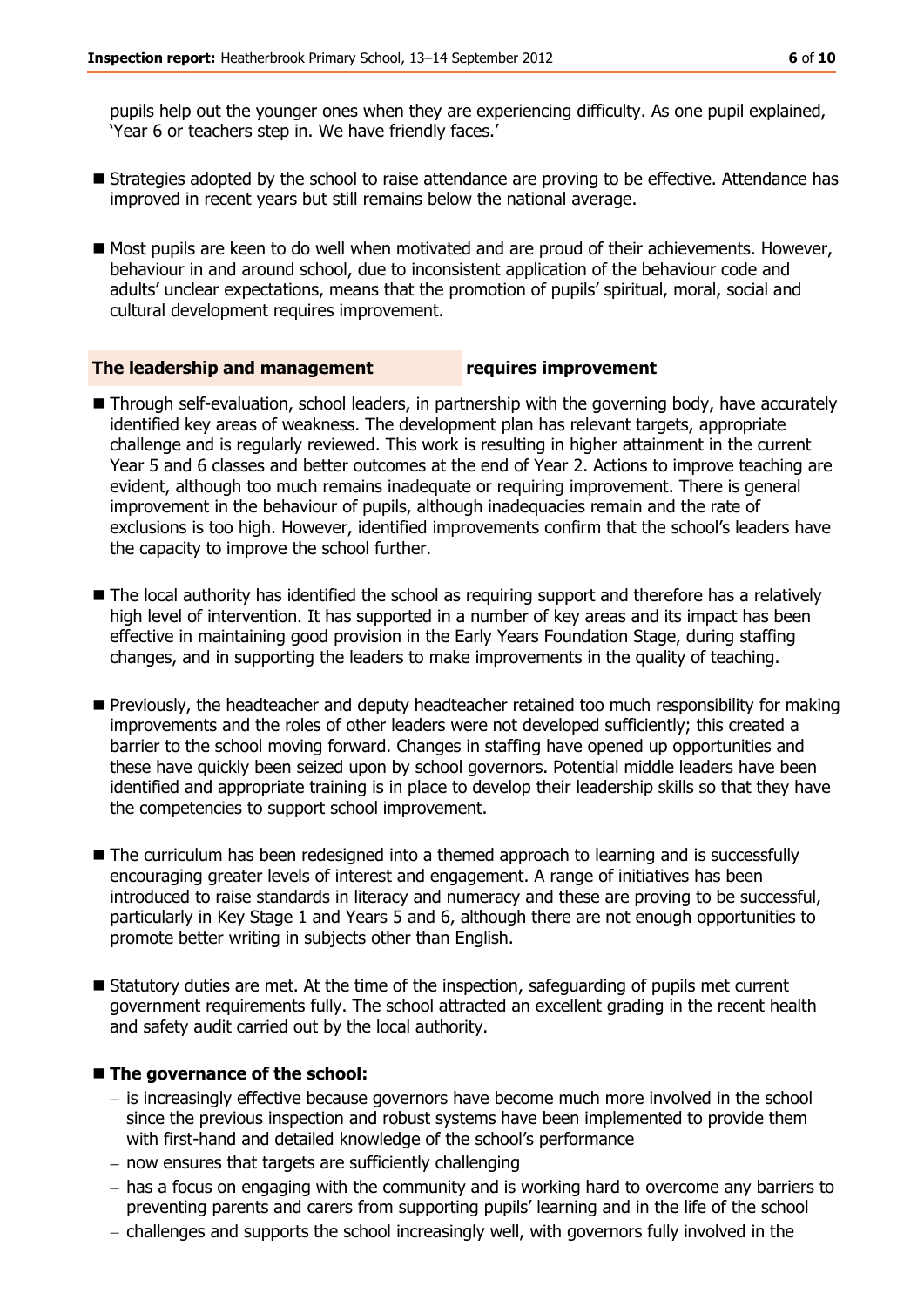pupils help out the younger ones when they are experiencing difficulty. As one pupil explained, 'Year 6 or teachers step in. We have friendly faces.'

- Strategies adopted by the school to raise attendance are proving to be effective. Attendance has improved in recent years but still remains below the national average.

- Most pupils are keen to do well when motivated and are proud of their achievements. However, behaviour in and around school, due to inconsistent application of the behaviour code and adults' unclear expectations, means that the promotion of pupils' spiritual, moral, social and cultural development requires improvement.

## The leadership and management requires improvement

- Through self-evaluation, school leaders, in partnership with the governing body, have accurately identified key areas of weakness. The development plan has relevant targets, appropriate challenge and is regularly reviewed. This work is resulting in higher attainment in the current Year 5 and 6 classes and better outcomes at the end of Year 2. Actions to improve teaching are evident, although too much remains inadequate or requiring improvement. There is general improvement in the behaviour of pupils, although inadequacies remain and the rate of exclusions is too high. However, identified improvements confirm that the school's leaders have the capacity to improve the school further.

- The local authority has identified the school as requiring support and therefore has a relatively high level of intervention. It has supported in a number of key areas and its impact has been effective in maintaining good provision in the Early Years Foundation Stage, during staffing changes, and in supporting the leaders to make improvements in the quality of teaching.

- Previously, the headteacher and deputy headteacher retained too much responsibility for making improvements and the roles of other leaders were not developed sufficiently; this created a barrier to the school moving forward. Changes in staffing have opened up opportunities and these have quickly been seized upon by school governors. Potential middle leaders have been identified and appropriate training is in place to develop their leadership skills so that they have the competencies to support school improvement.

- The curriculum has been redesigned into a themed approach to learning and is successfully encouraging greater levels of interest and engagement. A range of initiatives has been introduced to raise standards in literacy and numeracy and these are proving to be successful, particularly in Key Stage 1 and Years 5 and 6, although there are not enough opportunities to promote better writing in subjects other than English.

- Statutory duties are met. At the time of the inspection, safeguarding of pupils met current government requirements fully. The school attracted an excellent grading in the recent health and safety audit carried out by the local authority.

- **The governance of the school:**
  - is increasingly effective because governors have become much more involved in the school since the previous inspection and robust systems have been implemented to provide them with first-hand and detailed knowledge of the school's performance
  - now ensures that targets are sufficiently challenging
  - has a focus on engaging with the community and is working hard to overcome any barriers to preventing parents and carers from supporting pupils' learning and in the life of the school
  - challenges and supports the school increasingly well, with governors fully involved in the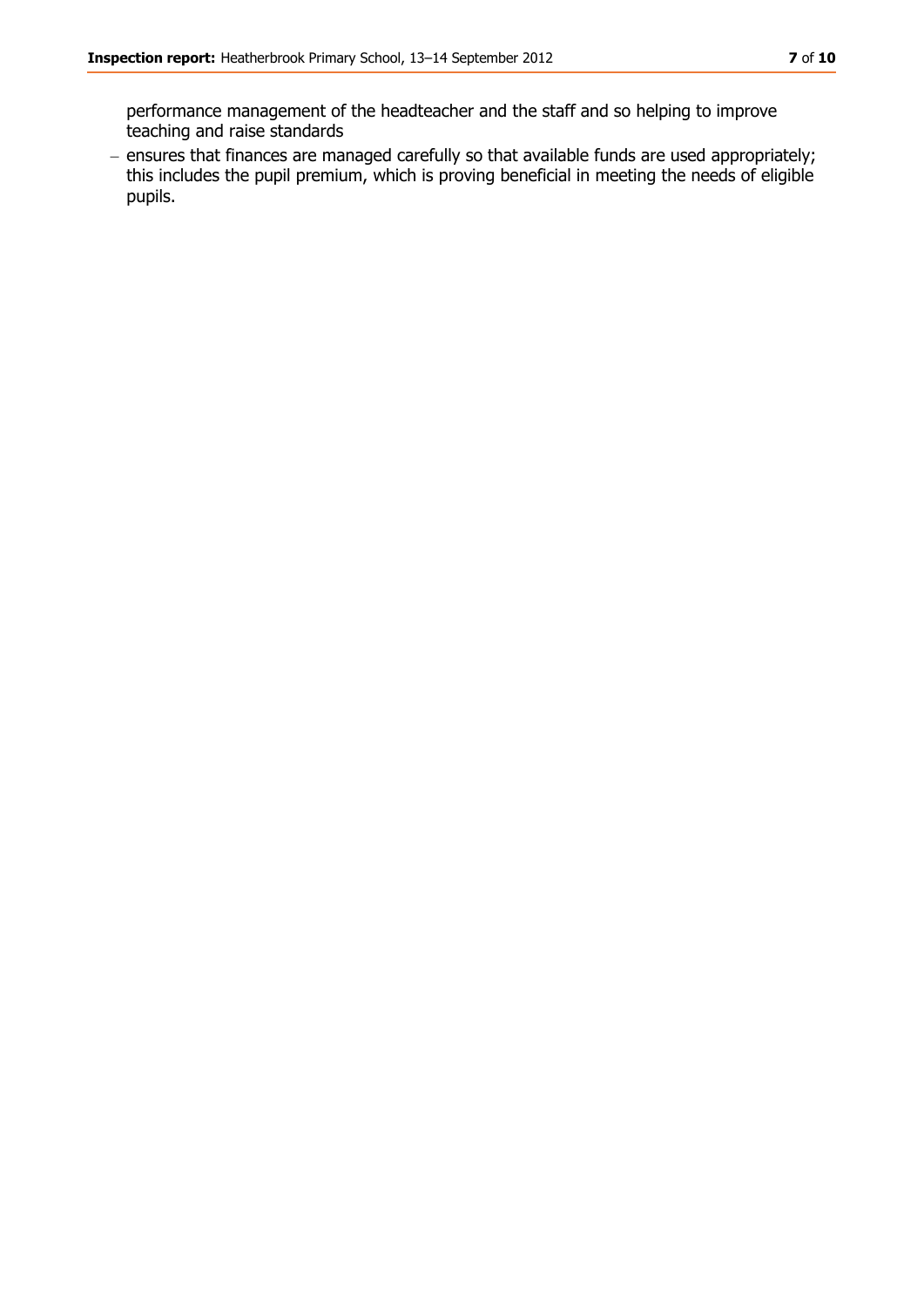performance management of the headteacher and the staff and so helping to improve teaching and raise standards

- ensures that finances are managed carefully so that available funds are used appropriately; this includes the pupil premium, which is proving beneficial in meeting the needs of eligible pupils.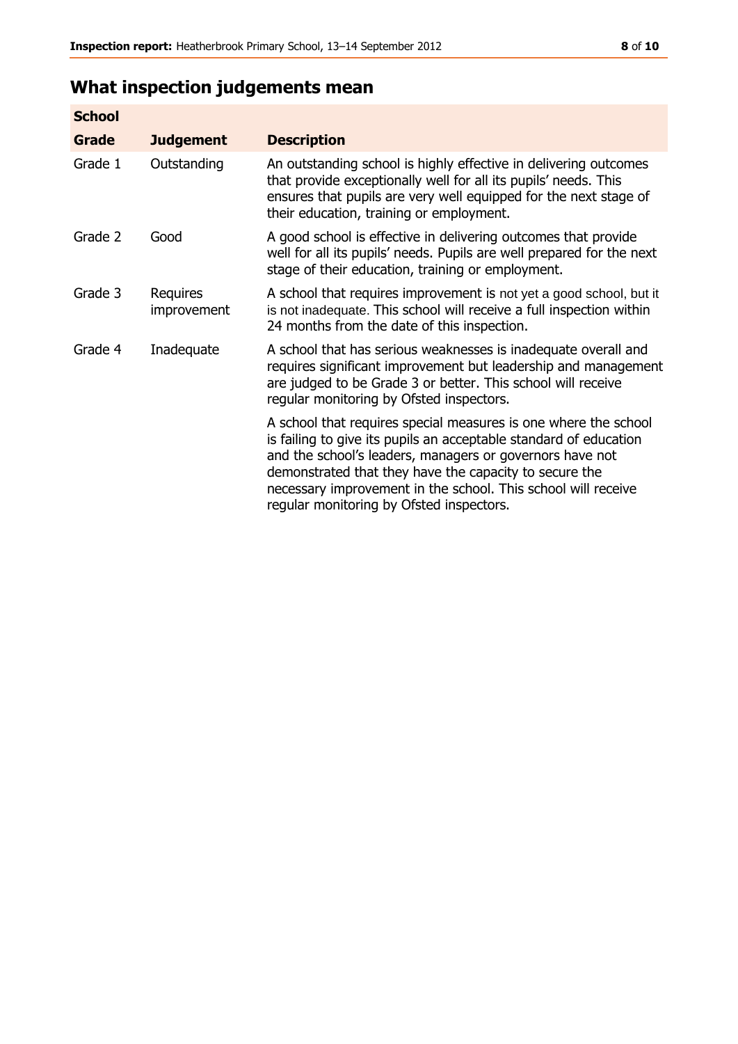## What inspection judgements mean

| School | | |
|---|---|---|
| **Grade** | **Judgement** | **Description** |
| Grade 1 | Outstanding | An outstanding school is highly effective in delivering outcomes that provide exceptionally well for all its pupils' needs. This ensures that pupils are very well equipped for the next stage of their education, training or employment. |
| Grade 2 | Good | A good school is effective in delivering outcomes that provide well for all its pupils' needs. Pupils are well prepared for the next stage of their education, training or employment. |
| Grade 3 | Requires improvement | A school that requires improvement is not yet a good school, but it is not inadequate. This school will receive a full inspection within 24 months from the date of this inspection. |
| Grade 4 | Inadequate | A school that has serious weaknesses is inadequate overall and requires significant improvement but leadership and management are judged to be Grade 3 or better. This school will receive regular monitoring by Ofsted inspectors. |
| | | A school that requires special measures is one where the school is failing to give its pupils an acceptable standard of education and the school's leaders, managers or governors have not demonstrated that they have the capacity to secure the necessary improvement in the school. This school will receive regular monitoring by Ofsted inspectors. |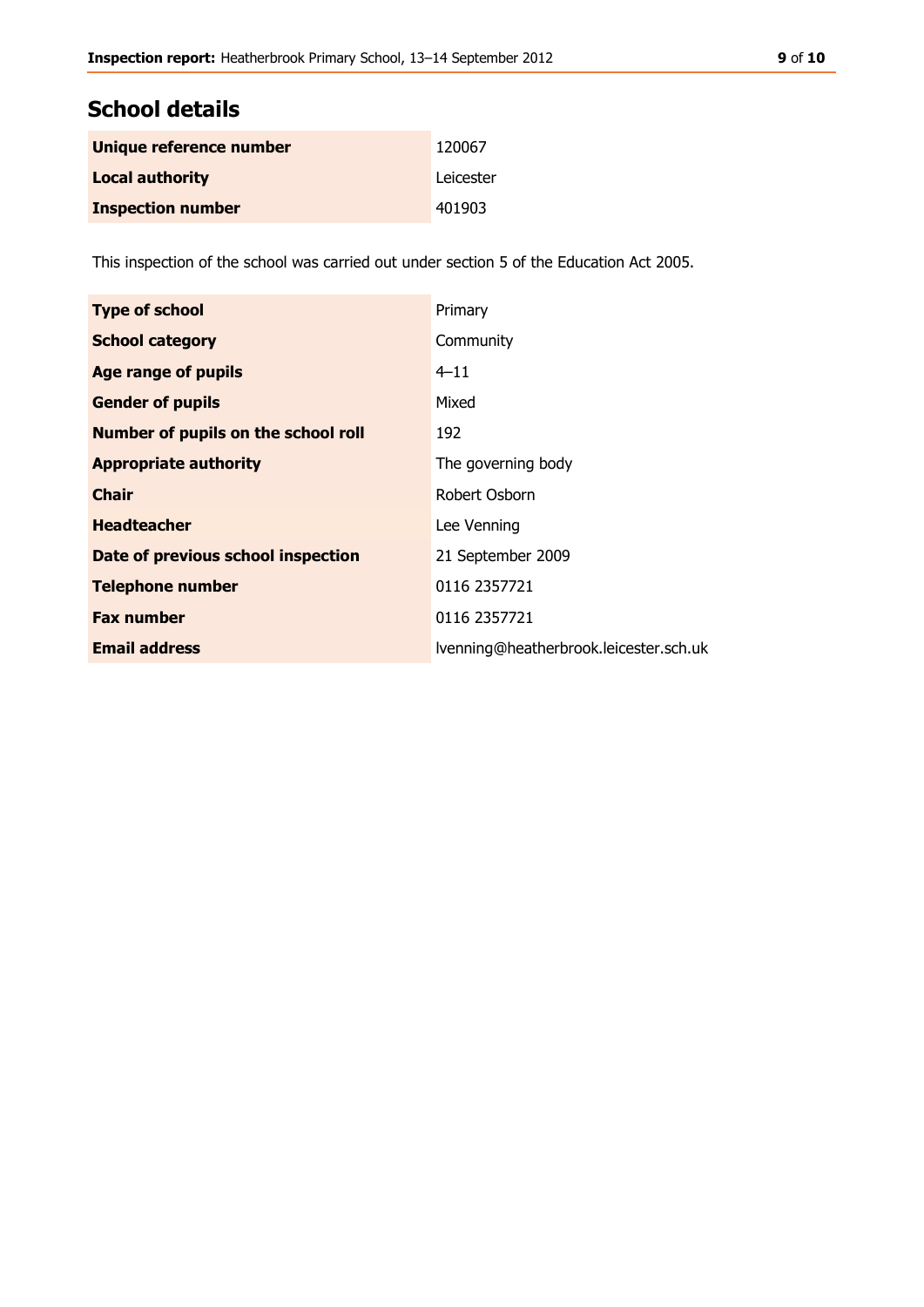## School details

| | |
|---|---|
| **Unique reference number** | 120067 |
| **Local authority** | Leicester |
| **Inspection number** | 401903 |

This inspection of the school was carried out under section 5 of the Education Act 2005.

| | |
|---|---|
| **Type of school** | Primary |
| **School category** | Community |
| **Age range of pupils** | 4–11 |
| **Gender of pupils** | Mixed |
| **Number of pupils on the school roll** | 192 |
| **Appropriate authority** | The governing body |
| **Chair** | Robert Osborn |
| **Headteacher** | Lee Venning |
| **Date of previous school inspection** | 21 September 2009 |
| **Telephone number** | 0116 2357721 |
| **Fax number** | 0116 2357721 |
| **Email address** | lvenning@heatherbrook.leicester.sch.uk |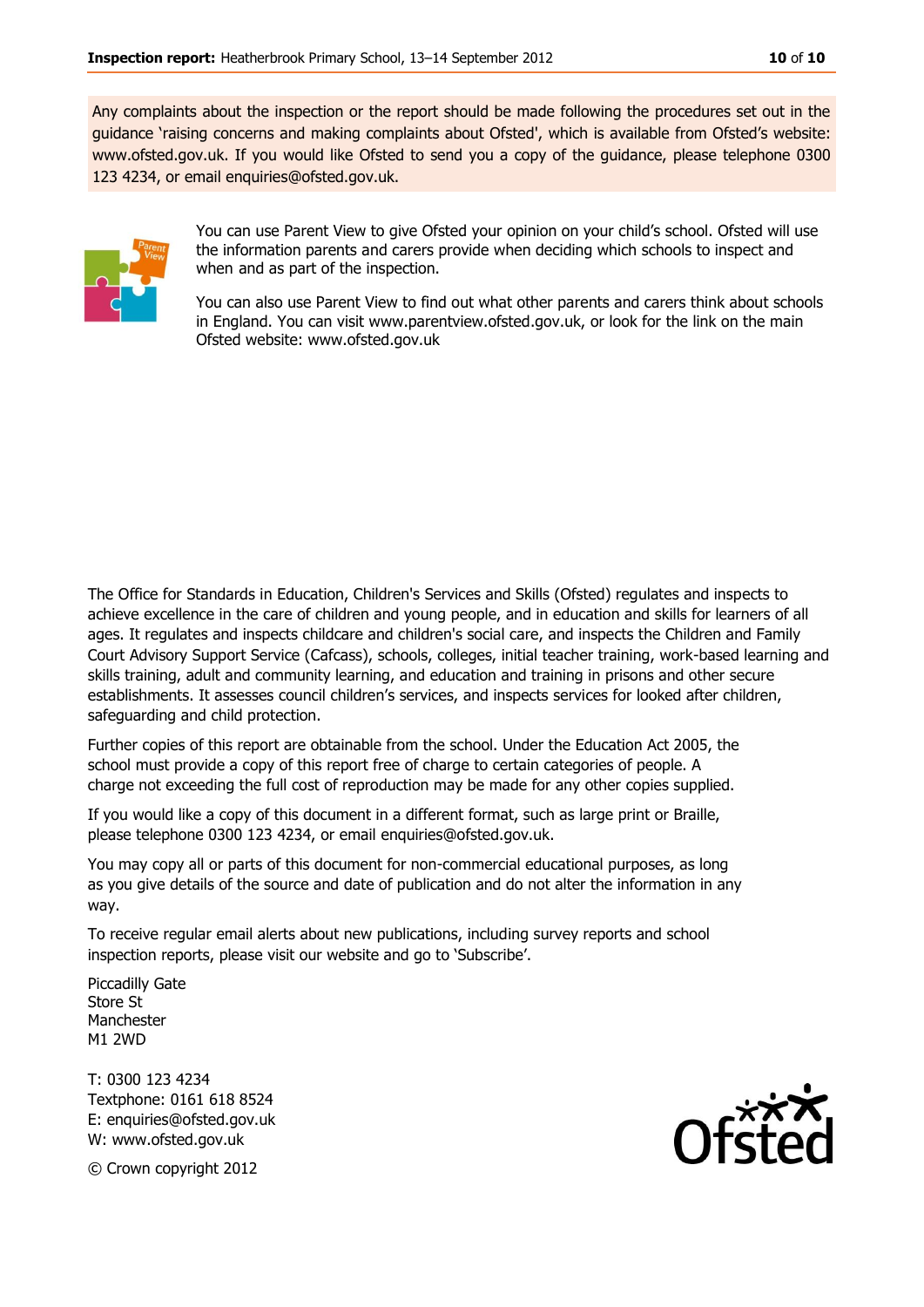Any complaints about the inspection or the report should be made following the procedures set out in the guidance 'raising concerns and making complaints about Ofsted', which is available from Ofsted's website: www.ofsted.gov.uk. If you would like Ofsted to send you a copy of the guidance, please telephone 0300 123 4234, or email enquiries@ofsted.gov.uk.

You can use Parent View to give Ofsted your opinion on your child's school. Ofsted will use the information parents and carers provide when deciding which schools to inspect and when and as part of the inspection.

You can also use Parent View to find out what other parents and carers think about schools in England. You can visit www.parentview.ofsted.gov.uk, or look for the link on the main Ofsted website: www.ofsted.gov.uk

The Office for Standards in Education, Children's Services and Skills (Ofsted) regulates and inspects to achieve excellence in the care of children and young people, and in education and skills for learners of all ages. It regulates and inspects childcare and children's social care, and inspects the Children and Family Court Advisory Support Service (Cafcass), schools, colleges, initial teacher training, work-based learning and skills training, adult and community learning, and education and training in prisons and other secure establishments. It assesses council children's services, and inspects services for looked after children, safeguarding and child protection.

Further copies of this report are obtainable from the school. Under the Education Act 2005, the school must provide a copy of this report free of charge to certain categories of people. A charge not exceeding the full cost of reproduction may be made for any other copies supplied.

If you would like a copy of this document in a different format, such as large print or Braille, please telephone 0300 123 4234, or email enquiries@ofsted.gov.uk.

You may copy all or parts of this document for non-commercial educational purposes, as long as you give details of the source and date of publication and do not alter the information in any way.

To receive regular email alerts about new publications, including survey reports and school inspection reports, please visit our website and go to 'Subscribe'.

Piccadilly Gate
Store St
Manchester
M1 2WD

T: 0300 123 4234
Textphone: 0161 618 8524
E: enquiries@ofsted.gov.uk
W: www.ofsted.gov.uk

© Crown copyright 2012